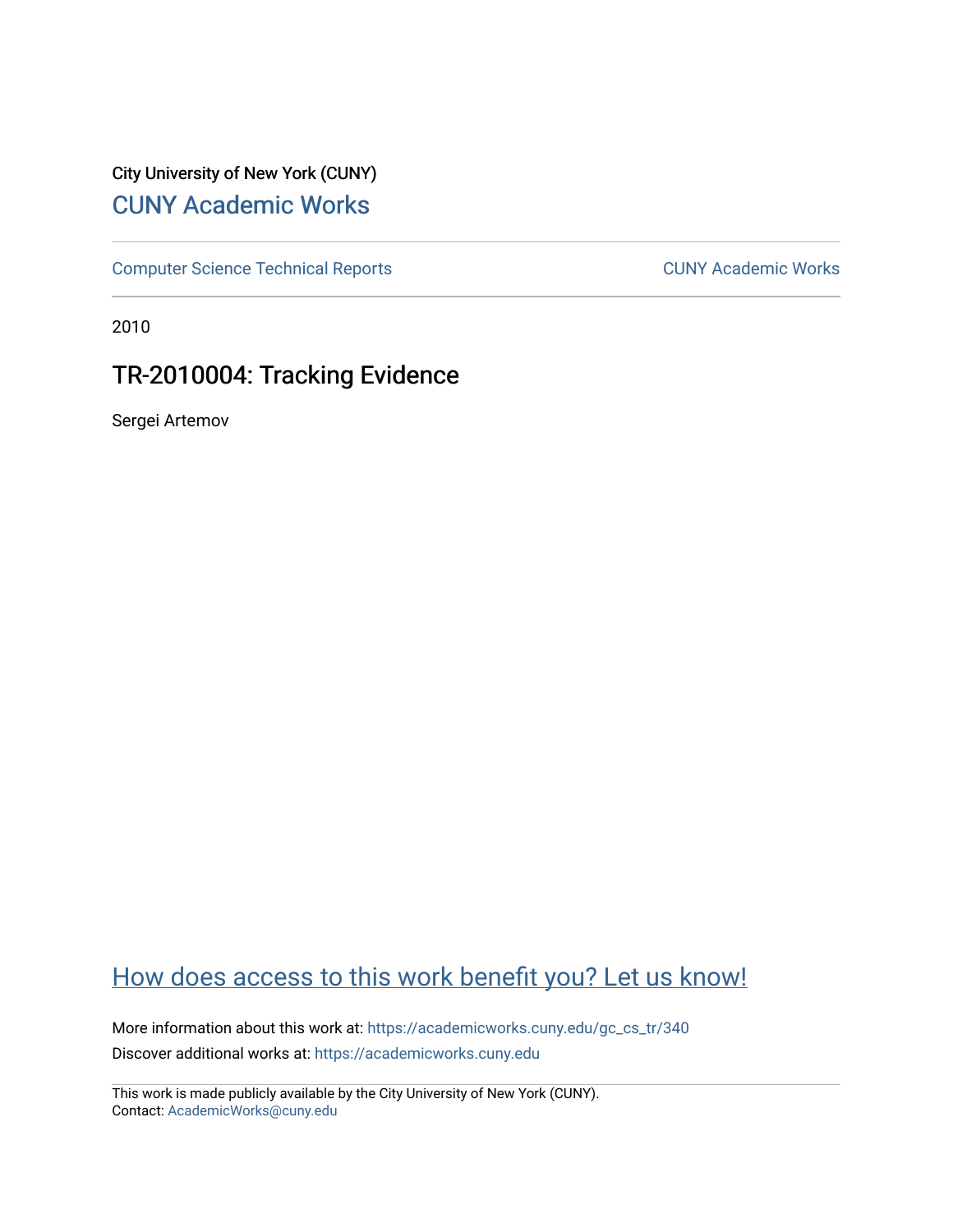City University of New York (CUNY)

[CUNY Academic Works](https://academicworks.cuny.edu)

[Computer Science Technical Reports](https://academicworks.cuny.edu/gc_cs_tr) | [CUNY Academic Works](https://academicworks.cuny.edu)

2010

# TR-2010004: Tracking Evidence

Sergei Artemov

[How does access to this work benefit you? Let us know!](https://academicworks.cuny.edu)

More information about this work at: https://academicworks.cuny.edu/gc_cs_tr/340

Discover additional works at: https://academicworks.cuny.edu

This work is made publicly available by the City University of New York (CUNY).
Contact: AcademicWorks@cuny.edu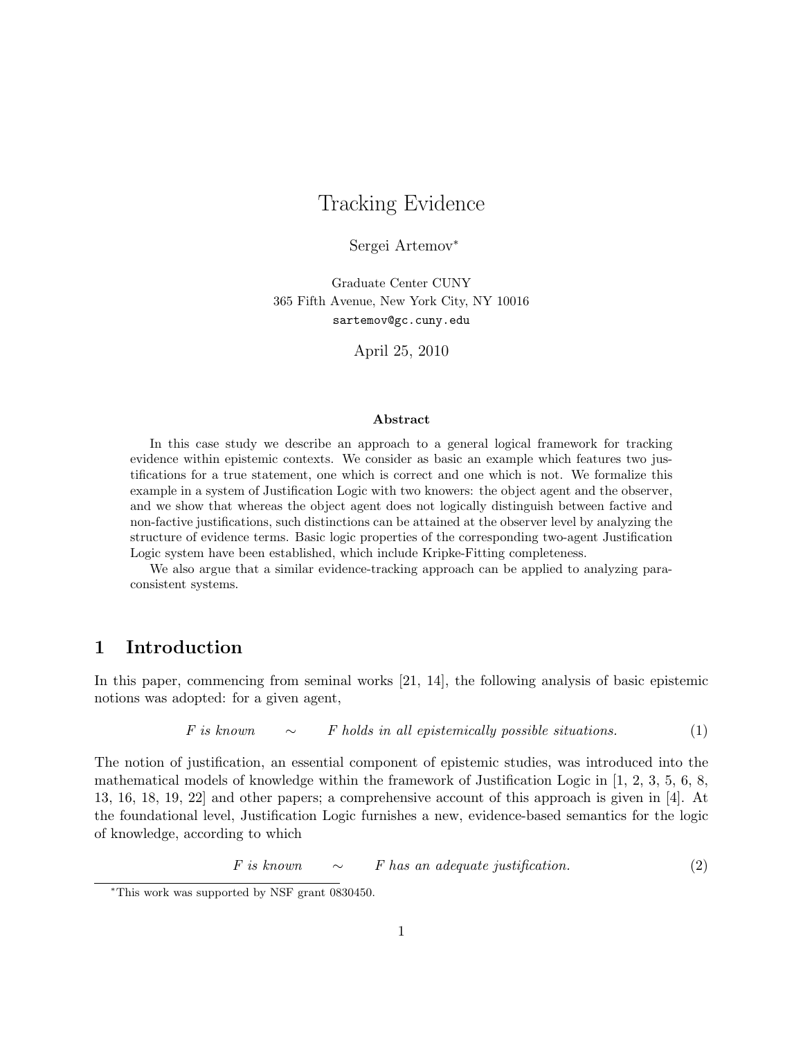# Tracking Evidence

Sergei Artemov*

Graduate Center CUNY
365 Fifth Avenue, New York City, NY 10016
`sartemov@gc.cuny.edu`

April 25, 2010

### Abstract

In this case study we describe an approach to a general logical framework for tracking evidence within epistemic contexts. We consider as basic an example which features two justifications for a true statement, one which is correct and one which is not. We formalize this example in a system of Justification Logic with two knowers: the object agent and the observer, and we show that whereas the object agent does not logically distinguish between factive and non-factive justifications, such distinctions can be attained at the observer level by analyzing the structure of evidence terms. Basic logic properties of the corresponding two-agent Justification Logic system have been established, which include Kripke-Fitting completeness.

We also argue that a similar evidence-tracking approach can be applied to analyzing paraconsistent systems.

## 1 Introduction

In this paper, commencing from seminal works [21, 14], the following analysis of basic epistemic notions was adopted: for a given agent,

$$F \textit{ is known} \quad \sim \quad F \textit{ holds in all epistemically possible situations.} \tag{1}$$

The notion of justification, an essential component of epistemic studies, was introduced into the mathematical models of knowledge within the framework of Justification Logic in [1, 2, 3, 5, 6, 8, 13, 16, 18, 19, 22] and other papers; a comprehensive account of this approach is given in [4]. At the foundational level, Justification Logic furnishes a new, evidence-based semantics for the logic of knowledge, according to which

$$F \textit{ is known} \quad \sim \quad F \textit{ has an adequate justification.} \tag{2}$$

*This work was supported by NSF grant 0830450.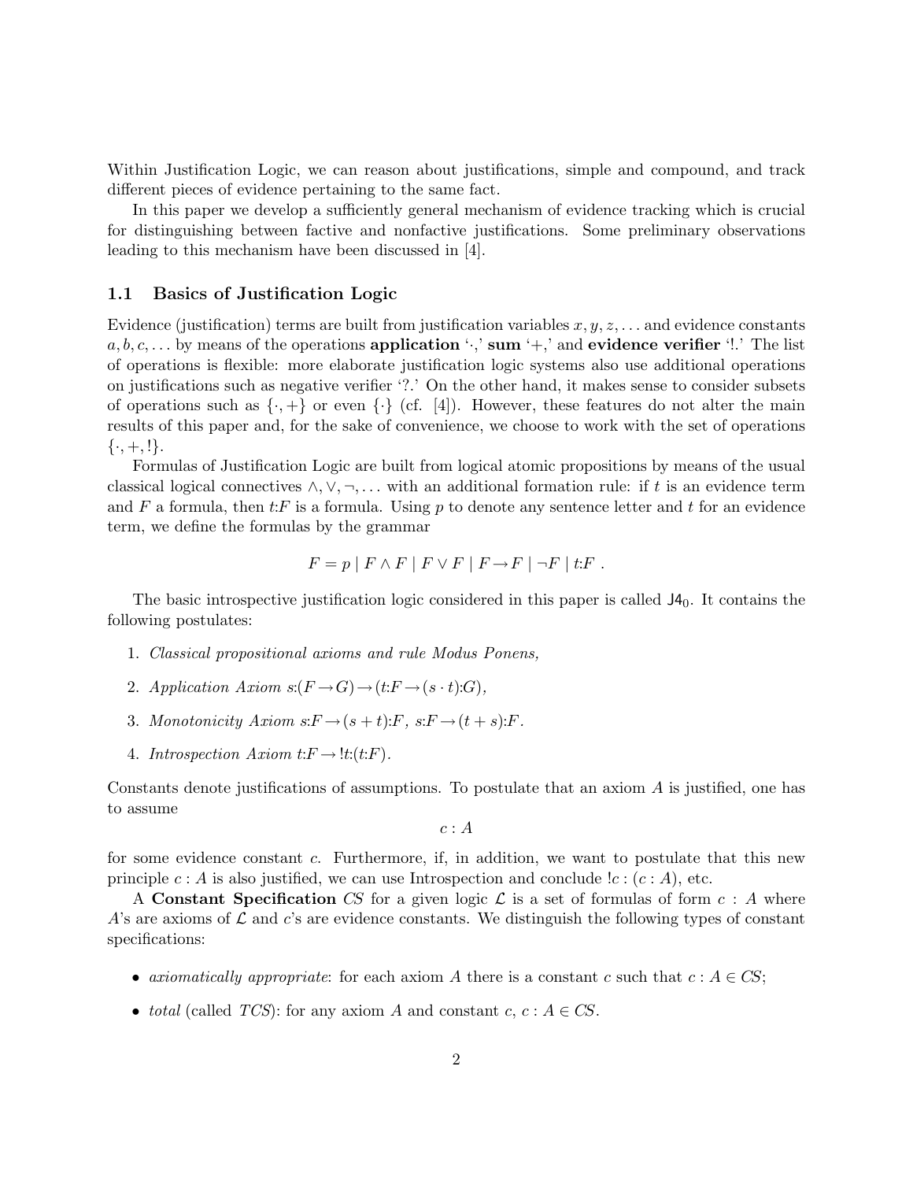Within Justification Logic, we can reason about justifications, simple and compound, and track different pieces of evidence pertaining to the same fact.

In this paper we develop a sufficiently general mechanism of evidence tracking which is crucial for distinguishing between factive and nonfactive justifications. Some preliminary observations leading to this mechanism have been discussed in [4].

### 1.1 Basics of Justification Logic

Evidence (justification) terms are built from justification variables $x, y, z, \ldots$ and evidence constants $a, b, c, \ldots$ by means of the operations **application** '$\cdot$,' **sum** '$+$,' and **evidence verifier** '$!$.' The list of operations is flexible: more elaborate justification logic systems also use additional operations on justifications such as negative verifier '$?$.' On the other hand, it makes sense to consider subsets of operations such as $\{\cdot, +\}$ or even $\{\cdot\}$ (cf. [4]). However, these features do not alter the main results of this paper and, for the sake of convenience, we choose to work with the set of operations $\{\cdot, +, !\}$.

Formulas of Justification Logic are built from logical atomic propositions by means of the usual classical logical connectives $\wedge, \vee, \neg, \ldots$ with an additional formation rule: if $t$ is an evidence term and $F$ a formula, then $t{:}F$ is a formula. Using $p$ to denote any sentence letter and $t$ for an evidence term, we define the formulas by the grammar

$$F = p \mid F \wedge F \mid F \vee F \mid F \rightarrow F \mid \neg F \mid t{:}F \ .$$

The basic introspective justification logic considered in this paper is called $\mathsf{J4}_0$. It contains the following postulates:

1. *Classical propositional axioms and rule Modus Ponens,*
2. *Application Axiom* $s{:}(F \rightarrow G) \rightarrow (t{:}F \rightarrow (s \cdot t){:}G)$,
3. *Monotonicity Axiom* $s{:}F \rightarrow (s + t){:}F$, $s{:}F \rightarrow (t + s){:}F$.
4. *Introspection Axiom* $t{:}F \rightarrow !t{:}(t{:}F)$.

Constants denote justifications of assumptions. To postulate that an axiom $A$ is justified, one has to assume

$$c : A$$

for some evidence constant $c$. Furthermore, if, in addition, we want to postulate that this new principle $c : A$ is also justified, we can use Introspection and conclude $!c : (c : A)$, etc.

A **Constant Specification** $\mathit{CS}$ for a given logic $\mathcal{L}$ is a set of formulas of form $c : A$ where $A$'s are axioms of $\mathcal{L}$ and $c$'s are evidence constants. We distinguish the following types of constant specifications:

- *axiomatically appropriate*: for each axiom $A$ there is a constant $c$ such that $c : A \in \mathit{CS}$;
- *total* (called $\mathit{TCS}$): for any axiom $A$ and constant $c$, $c : A \in \mathit{CS}$.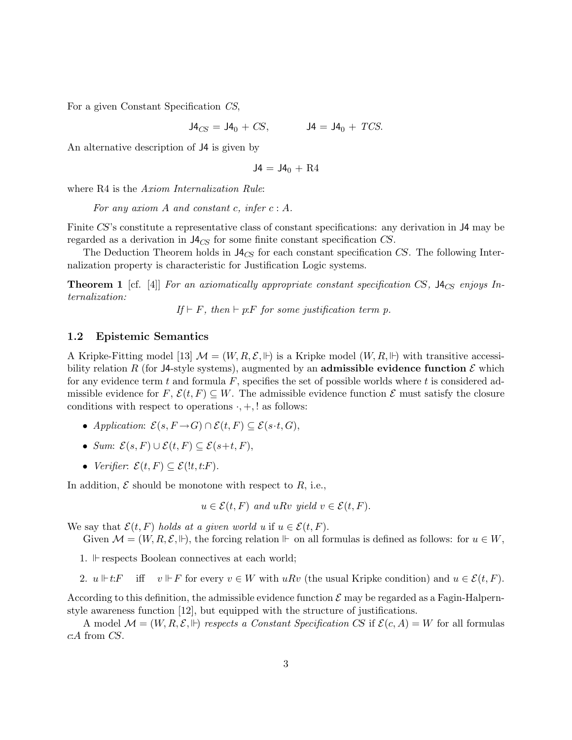For a given Constant Specification $CS$,

$$\mathsf{J4}_{CS} = \mathsf{J4}_0 + CS, \qquad \mathsf{J4} = \mathsf{J4}_0 + \mathit{TCS}.$$

An alternative description of J4 is given by

$$\mathsf{J4} = \mathsf{J4}_0 + \mathrm{R4}$$

where R4 is the *Axiom Internalization Rule*:

> *For any axiom $A$ and constant $c$, infer $c : A$.*

Finite $CS$'s constitute a representative class of constant specifications: any derivation in J4 may be regarded as a derivation in $\mathsf{J4}_{CS}$ for some finite constant specification $CS$.

The Deduction Theorem holds in $\mathsf{J4}_{CS}$ for each constant specification $CS$. The following Internalization property is characteristic for Justification Logic systems.

**Theorem 1** [cf. [4]] *For an axiomatically appropriate constant specification $CS$, $\mathsf{J4}_{CS}$ enjoys Internalization:*

*If $\vdash F$, then $\vdash p{:}F$ for some justification term $p$.*

### 1.2 Epistemic Semantics

A Kripke-Fitting model [13] $\mathcal{M} = (W, R, \mathcal{E}, \Vdash)$ is a Kripke model $(W, R, \Vdash)$ with transitive accessibility relation $R$ (for J4-style systems), augmented by an **admissible evidence function** $\mathcal{E}$ which for any evidence term $t$ and formula $F$, specifies the set of possible worlds where $t$ is considered admissible evidence for $F$, $\mathcal{E}(t, F) \subseteq W$. The admissible evidence function $\mathcal{E}$ must satisfy the closure conditions with respect to operations $\cdot, +, !$ as follows:

- *Application*: $\mathcal{E}(s, F \to G) \cap \mathcal{E}(t, F) \subseteq \mathcal{E}(s{\cdot}t, G)$,
- *Sum*: $\mathcal{E}(s, F) \cup \mathcal{E}(t, F) \subseteq \mathcal{E}(s{+}t, F)$,
- *Verifier*: $\mathcal{E}(t, F) \subseteq \mathcal{E}(!t, t{:}F)$.

In addition, $\mathcal{E}$ should be monotone with respect to $R$, i.e.,

$$u \in \mathcal{E}(t, F) \text{ and } uRv \text{ yield } v \in \mathcal{E}(t, F).$$

We say that *$\mathcal{E}(t, F)$ holds at a given world $u$* if $u \in \mathcal{E}(t, F)$.

Given $\mathcal{M} = (W, R, \mathcal{E}, \Vdash)$, the forcing relation $\Vdash$ on all formulas is defined as follows: for $u \in W$,

1. $\Vdash$ respects Boolean connectives at each world;
2. $u \Vdash t{:}F$ iff $v \Vdash F$ for every $v \in W$ with $uRv$ (the usual Kripke condition) and $u \in \mathcal{E}(t, F)$.

According to this definition, the admissible evidence function $\mathcal{E}$ may be regarded as a Fagin-Halpern-style awareness function [12], but equipped with the structure of justifications.

A model $\mathcal{M} = (W, R, \mathcal{E}, \Vdash)$ *respects a Constant Specification $CS$* if $\mathcal{E}(c, A) = W$ for all formulas $c{:}A$ from $CS$.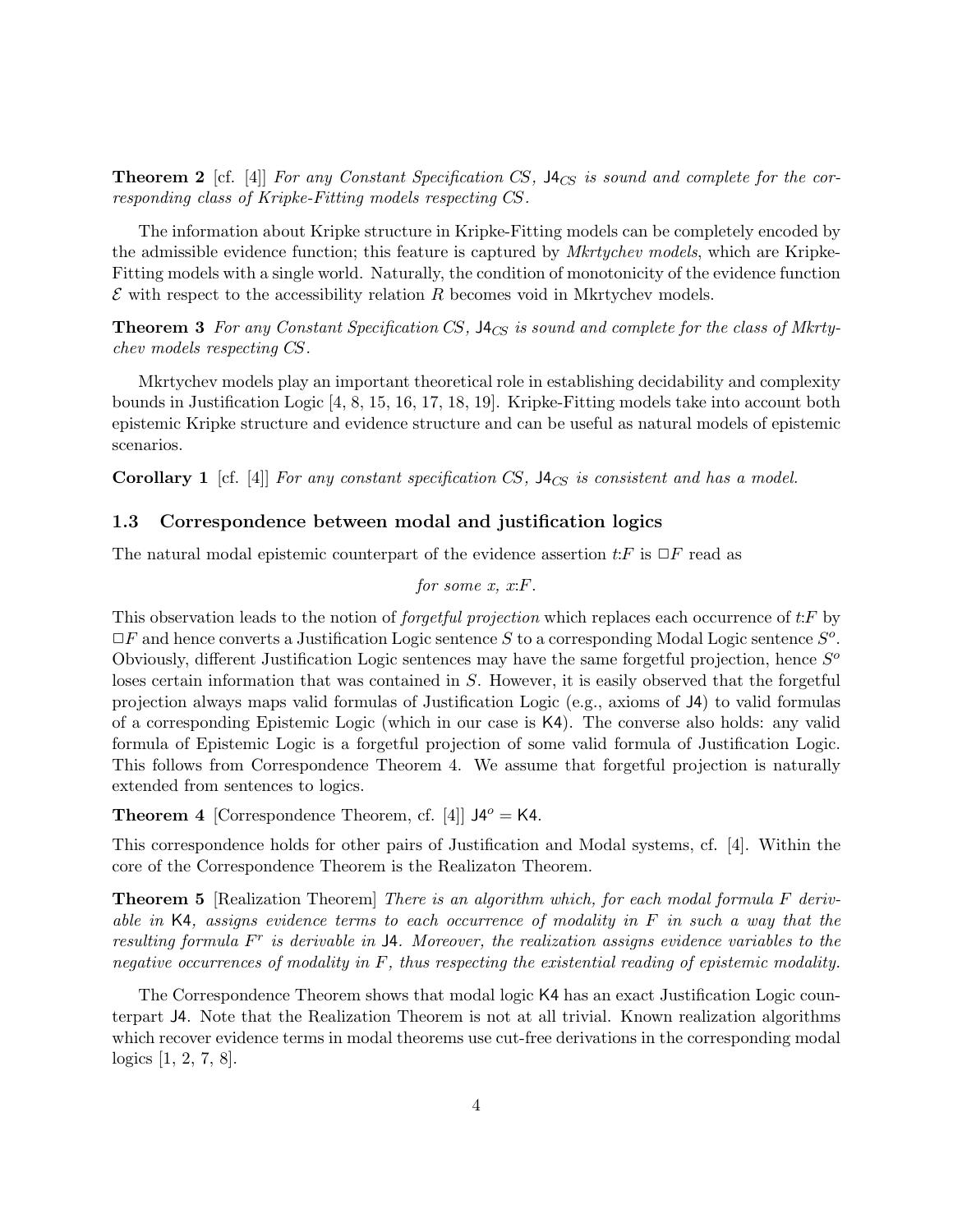**Theorem 2** [cf. [4]] *For any Constant Specification CS, $\mathsf{J4}_{CS}$ is sound and complete for the corresponding class of Kripke-Fitting models respecting CS.*

The information about Kripke structure in Kripke-Fitting models can be completely encoded by the admissible evidence function; this feature is captured by *Mkrtychev models*, which are Kripke-Fitting models with a single world. Naturally, the condition of monotonicity of the evidence function $\mathcal{E}$ with respect to the accessibility relation $R$ becomes void in Mkrtychev models.

**Theorem 3** *For any Constant Specification CS, $\mathsf{J4}_{CS}$ is sound and complete for the class of Mkrtychev models respecting CS.*

Mkrtychev models play an important theoretical role in establishing decidability and complexity bounds in Justification Logic [4, 8, 15, 16, 17, 18, 19]. Kripke-Fitting models take into account both epistemic Kripke structure and evidence structure and can be useful as natural models of epistemic scenarios.

**Corollary 1** [cf. [4]] *For any constant specification CS, $\mathsf{J4}_{CS}$ is consistent and has a model.*

### 1.3 Correspondence between modal and justification logics

The natural modal epistemic counterpart of the evidence assertion $t{:}F$ is $\Box F$ read as

*for some x, x:F.*

This observation leads to the notion of *forgetful projection* which replaces each occurrence of $t{:}F$ by $\Box F$ and hence converts a Justification Logic sentence $S$ to a corresponding Modal Logic sentence $S^o$. Obviously, different Justification Logic sentences may have the same forgetful projection, hence $S^o$ loses certain information that was contained in $S$. However, it is easily observed that the forgetful projection always maps valid formulas of Justification Logic (e.g., axioms of $\mathsf{J4}$) to valid formulas of a corresponding Epistemic Logic (which in our case is $\mathsf{K4}$). The converse also holds: any valid formula of Epistemic Logic is a forgetful projection of some valid formula of Justification Logic. This follows from Correspondence Theorem 4. We assume that forgetful projection is naturally extended from sentences to logics.

**Theorem 4** [Correspondence Theorem, cf. [4]] $\mathsf{J4}^o = \mathsf{K4}$.

This correspondence holds for other pairs of Justification and Modal systems, cf. [4]. Within the core of the Correspondence Theorem is the Realizaton Theorem.

**Theorem 5** [Realization Theorem] *There is an algorithm which, for each modal formula $F$ derivable in $\mathsf{K4}$, assigns evidence terms to each occurrence of modality in $F$ in such a way that the resulting formula $F^r$ is derivable in $\mathsf{J4}$. Moreover, the realization assigns evidence variables to the negative occurrences of modality in $F$, thus respecting the existential reading of epistemic modality.*

The Correspondence Theorem shows that modal logic $\mathsf{K4}$ has an exact Justification Logic counterpart $\mathsf{J4}$. Note that the Realization Theorem is not at all trivial. Known realization algorithms which recover evidence terms in modal theorems use cut-free derivations in the corresponding modal logics [1, 2, 7, 8].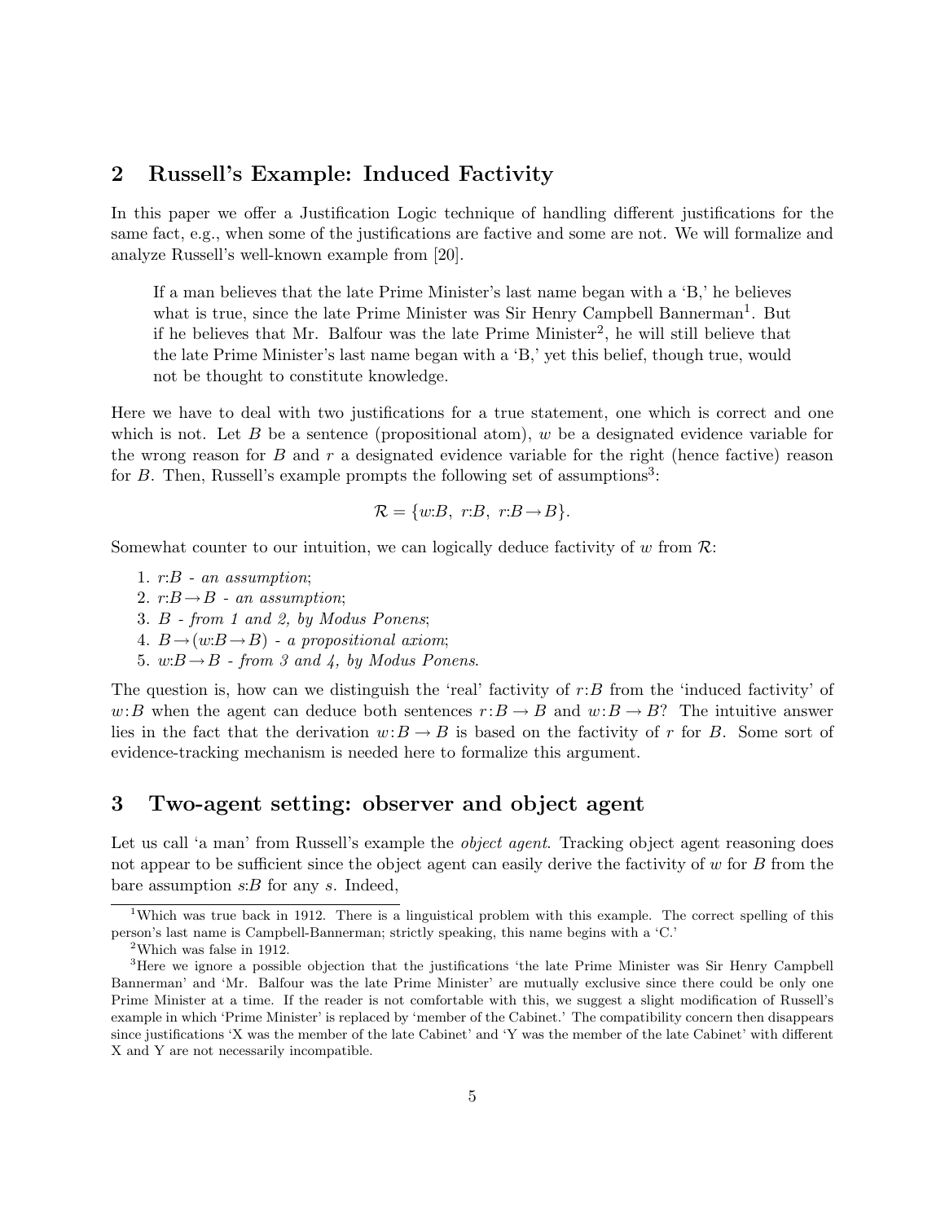## 2 Russell's Example: Induced Factivity

In this paper we offer a Justification Logic technique of handling different justifications for the same fact, e.g., when some of the justifications are factive and some are not. We will formalize and analyze Russell's well-known example from [20].

> If a man believes that the late Prime Minister's last name began with a 'B,' he believes what is true, since the late Prime Minister was Sir Henry Campbell Bannerman[1]. But if he believes that Mr. Balfour was the late Prime Minister[2], he will still believe that the late Prime Minister's last name began with a 'B,' yet this belief, though true, would not be thought to constitute knowledge.

Here we have to deal with two justifications for a true statement, one which is correct and one which is not. Let $B$ be a sentence (propositional atom), $w$ be a designated evidence variable for the wrong reason for $B$ and $r$ a designated evidence variable for the right (hence factive) reason for $B$. Then, Russell's example prompts the following set of assumptions[3]:

$$\mathcal{R} = \{w{:}B,\ r{:}B,\ r{:}B \rightarrow B\}.$$

Somewhat counter to our intuition, we can logically deduce factivity of $w$ from $\mathcal{R}$:

1. $r{:}B$ - *an assumption*;
2. $r{:}B \rightarrow B$ - *an assumption*;
3. $B$ - *from 1 and 2, by Modus Ponens*;
4. $B \rightarrow (w{:}B \rightarrow B)$ - *a propositional axiom*;
5. $w{:}B \rightarrow B$ - *from 3 and 4, by Modus Ponens*.

The question is, how can we distinguish the 'real' factivity of $r{:}B$ from the 'induced factivity' of $w{:}B$ when the agent can deduce both sentences $r{:}B \rightarrow B$ and $w{:}B \rightarrow B$? The intuitive answer lies in the fact that the derivation $w{:}B \rightarrow B$ is based on the factivity of $r$ for $B$. Some sort of evidence-tracking mechanism is needed here to formalize this argument.

## 3 Two-agent setting: observer and object agent

Let us call 'a man' from Russell's example the *object agent*. Tracking object agent reasoning does not appear to be sufficient since the object agent can easily derive the factivity of $w$ for $B$ from the bare assumption $s{:}B$ for any $s$. Indeed,

---

[1] Which was true back in 1912. There is a linguistical problem with this example. The correct spelling of this person's last name is Campbell-Bannerman; strictly speaking, this name begins with a 'C.'

[2] Which was false in 1912.

[3] Here we ignore a possible objection that the justifications 'the late Prime Minister was Sir Henry Campbell Bannerman' and 'Mr. Balfour was the late Prime Minister' are mutually exclusive since there could be only one Prime Minister at a time. If the reader is not comfortable with this, we suggest a slight modification of Russell's example in which 'Prime Minister' is replaced by 'member of the Cabinet.' The compatibility concern then disappears since justifications 'X was the member of the late Cabinet' and 'Y was the member of the late Cabinet' with different X and Y are not necessarily incompatible.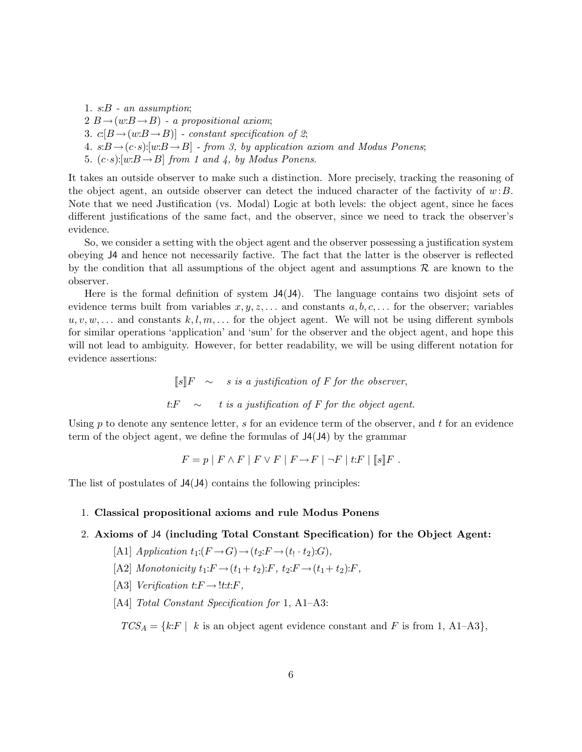1. $s{:}B$ - *an assumption*;
2 $B \rightarrow (w{:}B \rightarrow B)$ - *a propositional axiom*;
3. $c{:}[B \rightarrow (w{:}B \rightarrow B)]$ - *constant specification of 2*;
4. $s{:}B \rightarrow (c{\cdot}s){:}[w{:}B \rightarrow B]$ - *from 3, by application axiom and Modus Ponens*;
5. $(c{\cdot}s){:}[w{:}B \rightarrow B]$ *from 1 and 4, by Modus Ponens*.

It takes an outside observer to make such a distinction. More precisely, tracking the reasoning of the object agent, an outside observer can detect the induced character of the factivity of $w\,{:}\,B$. Note that we need Justification (vs. Modal) Logic at both levels: the object agent, since he faces different justifications of the same fact, and the observer, since we need to track the observer's evidence.

So, we consider a setting with the object agent and the observer possessing a justification system obeying J4 and hence not necessarily factive. The fact that the latter is the observer is reflected by the condition that all assumptions of the object agent and assumptions $\mathcal{R}$ are known to the observer.

Here is the formal definition of system J4(J4). The language contains two disjoint sets of evidence terms built from variables $x, y, z, \ldots$ and constants $a, b, c, \ldots$ for the observer; variables $u, v, w, \ldots$ and constants $k, l, m, \ldots$ for the object agent. We will not be using different symbols for similar operations 'application' and 'sum' for the observer and the object agent, and hope this will not lead to ambiguity. However, for better readability, we will be using different notation for evidence assertions:

$$[\![s]\!]F \quad \sim \quad s \textit{ is a justification of } F \textit{ for the observer},$$

$$t{:}F \quad \sim \quad t \textit{ is a justification of } F \textit{ for the object agent}.$$

Using $p$ to denote any sentence letter, $s$ for an evidence term of the observer, and $t$ for an evidence term of the object agent, we define the formulas of J4(J4) by the grammar

$$F = p \mid F \wedge F \mid F \vee F \mid F \rightarrow F \mid \neg F \mid t{:}F \mid [\![s]\!]F \ .$$

The list of postulates of J4(J4) contains the following principles:

1. **Classical propositional axioms and rule Modus Ponens**
2. **Axioms of J4 (including Total Constant Specification) for the Object Agent:**

   [A1] *Application* $t_1{:}(F \rightarrow G) \rightarrow (t_2{:}F \rightarrow (t_! \cdot t_2){:}G)$,

   [A2] *Monotonicity* $t_1{:}F \rightarrow (t_1 + t_2){:}F$, $t_2{:}F \rightarrow (t_1 + t_2){:}F$,

   [A3] *Verification* $t{:}F \rightarrow\, !t{:}t{:}F$,

   [A4] *Total Constant Specification for* 1, A1–A3:

   $TCS_A = \{k{:}F \mid\ k$ is an object agent evidence constant and $F$ is from 1, A1–A3$\}$,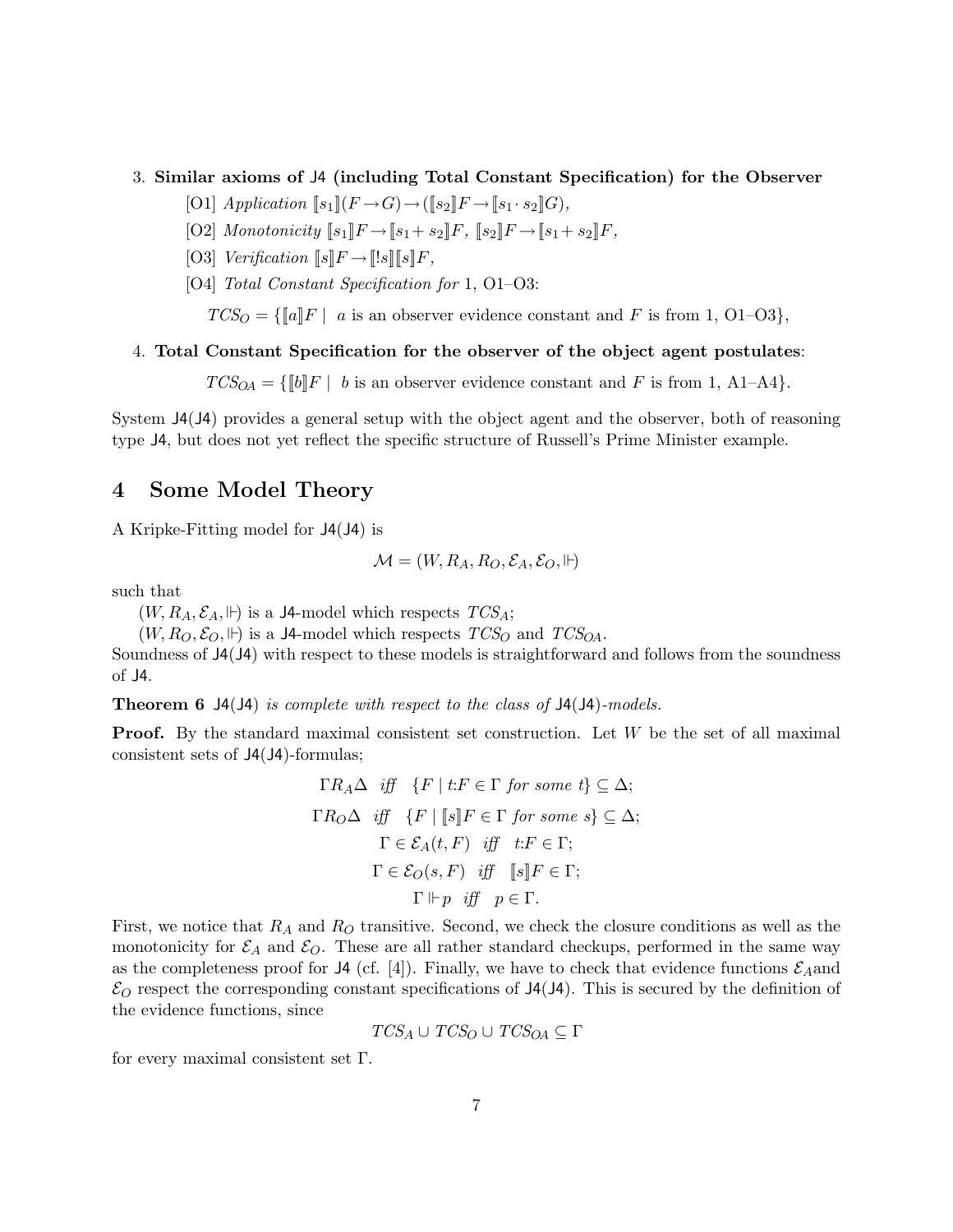3. **Similar axioms of J4 (including Total Constant Specification) for the Observer**

   [O1] *Application* $[\![s_1]\!](F \to G) \to ([\![s_2]\!]F \to [\![s_1 \cdot s_2]\!]G)$,

   [O2] *Monotonicity* $[\![s_1]\!]F \to [\![s_1 + s_2]\!]F$, $[\![s_2]\!]F \to [\![s_1 + s_2]\!]F$,

   [O3] *Verification* $[\![s]\!]F \to [\![!s]\!][\![s]\!]F$,

   [O4] *Total Constant Specification for* 1, O1–O3:

   $$TCS_O = \{[\![a]\!]F \mid \ a \text{ is an observer evidence constant and } F \text{ is from 1, O1–O3}\},$$

4. **Total Constant Specification for the observer of the object agent postulates**:

   $$TCS_{OA} = \{[\![b]\!]F \mid \ b \text{ is an observer evidence constant and } F \text{ is from 1, A1–A4}\}.$$

System J4(J4) provides a general setup with the object agent and the observer, both of reasoning type J4, but does not yet reflect the specific structure of Russell's Prime Minister example.

# 4 Some Model Theory

A Kripke-Fitting model for J4(J4) is

$$\mathcal{M} = (W, R_A, R_O, \mathcal{E}_A, \mathcal{E}_O, \Vdash)$$

such that

$(W, R_A, \mathcal{E}_A, \Vdash)$ is a J4-model which respects $TCS_A$;

$(W, R_O, \mathcal{E}_O, \Vdash)$ is a J4-model which respects $TCS_O$ and $TCS_{OA}$.

Soundness of J4(J4) with respect to these models is straightforward and follows from the soundness of J4.

**Theorem 6** *J4(J4) is complete with respect to the class of J4(J4)-models.*

**Proof.** By the standard maximal consistent set construction. Let $W$ be the set of all maximal consistent sets of J4(J4)-formulas;

$$\Gamma R_A \Delta \quad \textit{iff} \quad \{F \mid t{:}F \in \Gamma \textit{ for some } t\} \subseteq \Delta;$$

$$\Gamma R_O \Delta \quad \textit{iff} \quad \{F \mid [\![s]\!]F \in \Gamma \textit{ for some } s\} \subseteq \Delta;$$

$$\Gamma \in \mathcal{E}_A(t, F) \quad \textit{iff} \quad t{:}F \in \Gamma;$$

$$\Gamma \in \mathcal{E}_O(s, F) \quad \textit{iff} \quad [\![s]\!]F \in \Gamma;$$

$$\Gamma \Vdash p \quad \textit{iff} \quad p \in \Gamma.$$

First, we notice that $R_A$ and $R_O$ transitive. Second, we check the closure conditions as well as the monotonicity for $\mathcal{E}_A$ and $\mathcal{E}_O$. These are all rather standard checkups, performed in the same way as the completeness proof for J4 (cf. [4]). Finally, we have to check that evidence functions $\mathcal{E}_A$and $\mathcal{E}_O$ respect the corresponding constant specifications of J4(J4). This is secured by the definition of the evidence functions, since

$$TCS_A \cup TCS_O \cup TCS_{OA} \subseteq \Gamma$$

for every maximal consistent set $\Gamma$.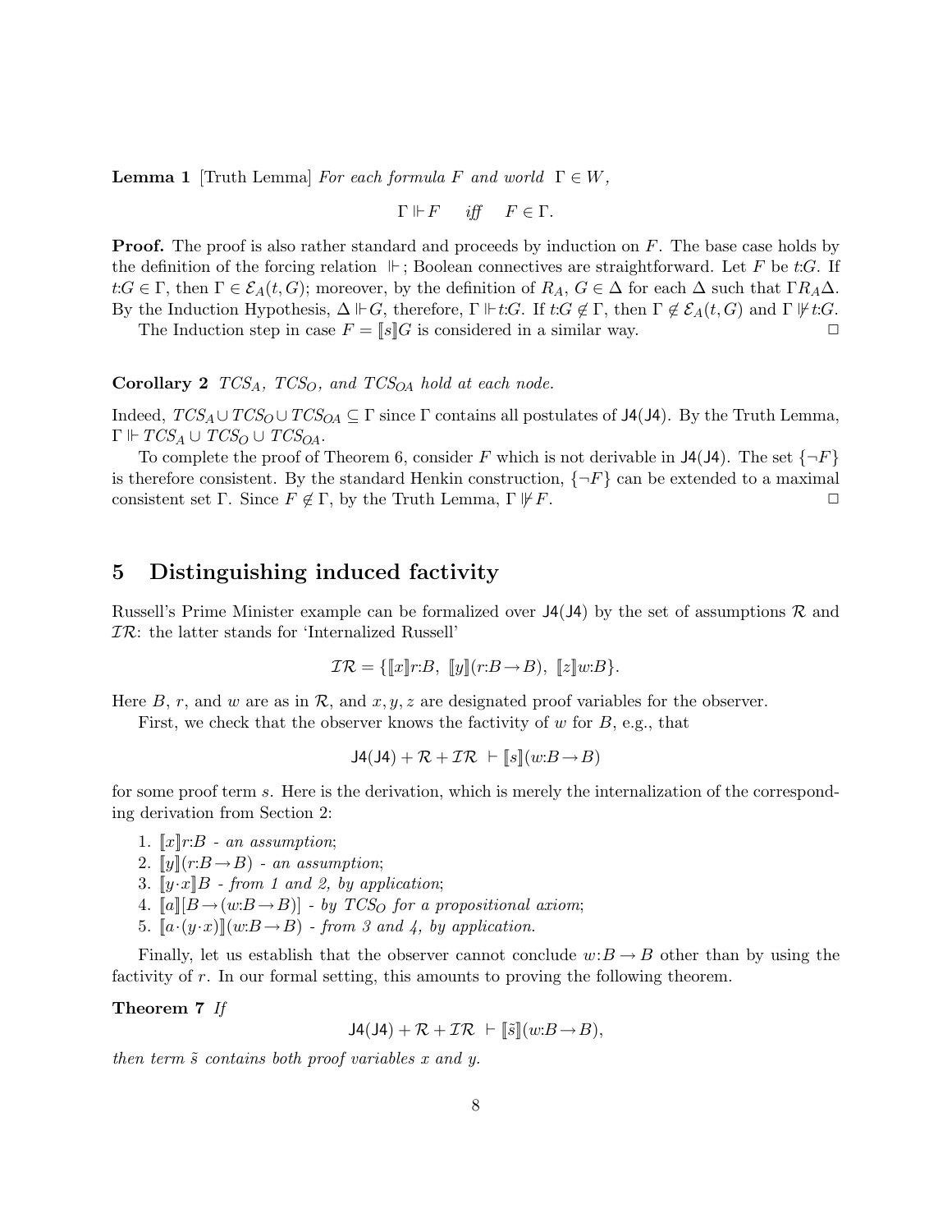**Lemma 1** [Truth Lemma] *For each formula $F$ and world $\Gamma \in W$,*

$$\Gamma \Vdash F \quad \textit{iff} \quad F \in \Gamma.$$

**Proof.** The proof is also rather standard and proceeds by induction on $F$. The base case holds by the definition of the forcing relation $\Vdash$; Boolean connectives are straightforward. Let $F$ be $t{:}G$. If $t{:}G \in \Gamma$, then $\Gamma \in \mathcal{E}_A(t, G)$; moreover, by the definition of $R_A$, $G \in \Delta$ for each $\Delta$ such that $\Gamma R_A \Delta$. By the Induction Hypothesis, $\Delta \Vdash G$, therefore, $\Gamma \Vdash t{:}G$. If $t{:}G \notin \Gamma$, then $\Gamma \notin \mathcal{E}_A(t, G)$ and $\Gamma \not\Vdash t{:}G$.

The Induction step in case $F = [\![s]\!]G$ is considered in a similar way. $\square$

**Corollary 2** *$TCS_A$, $TCS_O$, and $TCS_{OA}$ hold at each node.*

Indeed, $TCS_A \cup TCS_O \cup TCS_{OA} \subseteq \Gamma$ since $\Gamma$ contains all postulates of $\mathsf{J4}(\mathsf{J4})$. By the Truth Lemma, $\Gamma \Vdash TCS_A \cup TCS_O \cup TCS_{OA}$.

To complete the proof of Theorem 6, consider $F$ which is not derivable in $\mathsf{J4}(\mathsf{J4})$. The set $\{\neg F\}$ is therefore consistent. By the standard Henkin construction, $\{\neg F\}$ can be extended to a maximal consistent set $\Gamma$. Since $F \notin \Gamma$, by the Truth Lemma, $\Gamma \not\Vdash F$. $\square$

## 5 Distinguishing induced factivity

Russell's Prime Minister example can be formalized over $\mathsf{J4}(\mathsf{J4})$ by the set of assumptions $\mathcal{R}$ and $\mathcal{IR}$: the latter stands for 'Internalized Russell'

$$\mathcal{IR} = \{[\![x]\!]r{:}B,\ [\![y]\!](r{:}B \rightarrow B),\ [\![z]\!]w{:}B\}.$$

Here $B$, $r$, and $w$ are as in $\mathcal{R}$, and $x, y, z$ are designated proof variables for the observer.

First, we check that the observer knows the factivity of $w$ for $B$, e.g., that

$$\mathsf{J4}(\mathsf{J4}) + \mathcal{R} + \mathcal{IR} \ \vdash [\![s]\!](w{:}B \rightarrow B)$$

for some proof term $s$. Here is the derivation, which is merely the internalization of the corresponding derivation from Section 2:

1. $[\![x]\!]r{:}B$ - *an assumption*;
2. $[\![y]\!](r{:}B \rightarrow B)$ - *an assumption*;
3. $[\![y{\cdot}x]\!]B$ - *from 1 and 2, by application*;
4. $[\![a]\!][B \rightarrow (w{:}B \rightarrow B)]$ - *by $TCS_O$ for a propositional axiom*;
5. $[\![a{\cdot}(y{\cdot}x)]\!](w{:}B \rightarrow B)$ - *from 3 and 4, by application.*

Finally, let us establish that the observer cannot conclude $w{:}B \rightarrow B$ other than by using the factivity of $r$. In our formal setting, this amounts to proving the following theorem.

**Theorem 7** *If*

$$\mathsf{J4}(\mathsf{J4}) + \mathcal{R} + \mathcal{IR} \ \vdash [\![\tilde{s}]\!](w{:}B \rightarrow B),$$

*then term $\tilde{s}$ contains both proof variables $x$ and $y$.*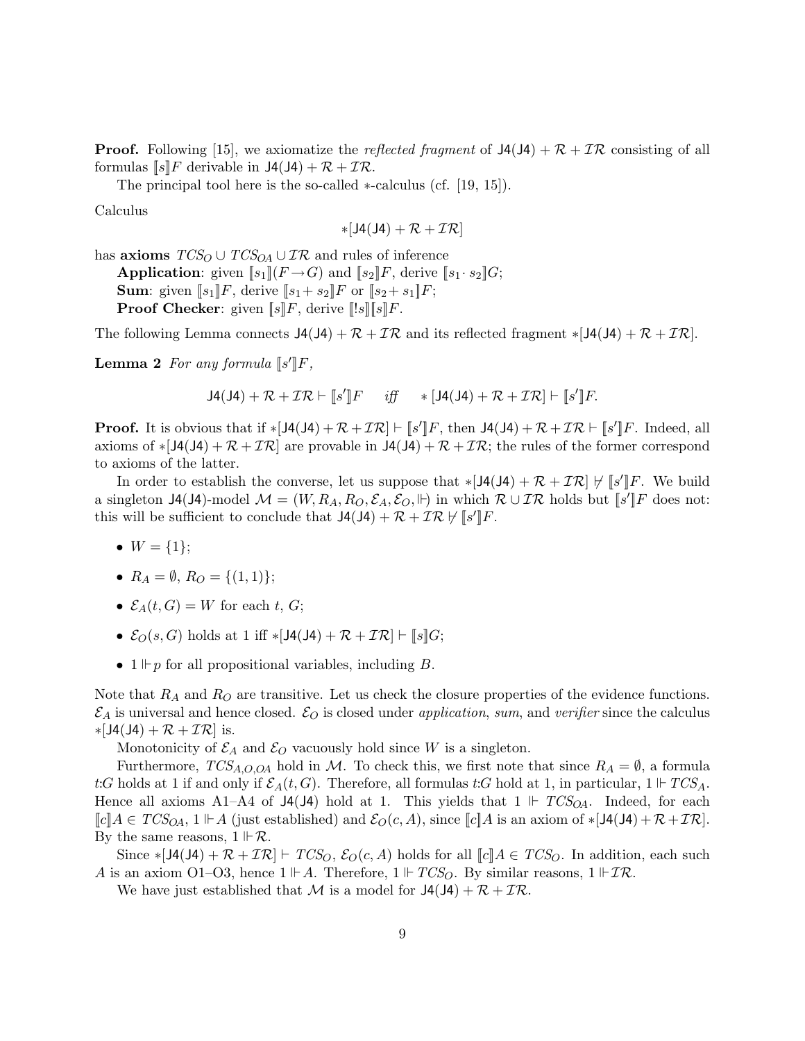**Proof.** Following [15], we axiomatize the *reflected fragment* of $\mathsf{J4}(\mathsf{J4}) + \mathcal{R} + \mathcal{IR}$ consisting of all formulas $[\![s]\!]F$ derivable in $\mathsf{J4}(\mathsf{J4}) + \mathcal{R} + \mathcal{IR}$.

The principal tool here is the so-called $*$-calculus (cf. [19, 15]).

Calculus

$$*[\mathsf{J4}(\mathsf{J4}) + \mathcal{R} + \mathcal{IR}]$$

has **axioms** $TCS_O \cup TCS_{OA} \cup \mathcal{IR}$ and rules of inference

**Application**: given $[\![s_1]\!](F \rightarrow G)$ and $[\![s_2]\!]F$, derive $[\![s_1 \cdot s_2]\!]G$;

**Sum**: given $[\![s_1]\!]F$, derive $[\![s_1 + s_2]\!]F$ or $[\![s_2 + s_1]\!]F$;

**Proof Checker**: given $[\![s]\!]F$, derive $[\![!s]\!][\![s]\!]F$.

The following Lemma connects $\mathsf{J4}(\mathsf{J4}) + \mathcal{R} + \mathcal{IR}$ and its reflected fragment $*[\mathsf{J4}(\mathsf{J4}) + \mathcal{R} + \mathcal{IR}]$.

**Lemma 2** *For any formula* $[\![s']\!]F$,

$$\mathsf{J4}(\mathsf{J4}) + \mathcal{R} + \mathcal{IR} \vdash [\![s']\!]F \quad \textit{iff} \quad *[\mathsf{J4}(\mathsf{J4}) + \mathcal{R} + \mathcal{IR}] \vdash [\![s']\!]F.$$

**Proof.** It is obvious that if $*[\mathsf{J4}(\mathsf{J4}) + \mathcal{R} + \mathcal{IR}] \vdash [\![s']\!]F$, then $\mathsf{J4}(\mathsf{J4}) + \mathcal{R} + \mathcal{IR} \vdash [\![s']\!]F$. Indeed, all axioms of $*[\mathsf{J4}(\mathsf{J4}) + \mathcal{R} + \mathcal{IR}]$ are provable in $\mathsf{J4}(\mathsf{J4}) + \mathcal{R} + \mathcal{IR}$; the rules of the former correspond to axioms of the latter.

In order to establish the converse, let us suppose that $*[\mathsf{J4}(\mathsf{J4}) + \mathcal{R} + \mathcal{IR}] \nvdash [\![s']\!]F$. We build a singleton $\mathsf{J4}(\mathsf{J4})$-model $\mathcal{M} = (W, R_A, R_O, \mathcal{E}_A, \mathcal{E}_O, \Vdash)$ in which $\mathcal{R} \cup \mathcal{IR}$ holds but $[\![s']\!]F$ does not: this will be sufficient to conclude that $\mathsf{J4}(\mathsf{J4}) + \mathcal{R} + \mathcal{IR} \nvdash [\![s']\!]F$.

- $W = \{1\}$;
- $R_A = \emptyset$, $R_O = \{(1, 1)\}$;
- $\mathcal{E}_A(t, G) = W$ for each $t$, $G$;
- $\mathcal{E}_O(s, G)$ holds at 1 iff $*[\mathsf{J4}(\mathsf{J4}) + \mathcal{R} + \mathcal{IR}] \vdash [\![s]\!]G$;
- $1 \Vdash p$ for all propositional variables, including $B$.

Note that $R_A$ and $R_O$ are transitive. Let us check the closure properties of the evidence functions. $\mathcal{E}_A$ is universal and hence closed. $\mathcal{E}_O$ is closed under *application*, *sum*, and *verifier* since the calculus $*[\mathsf{J4}(\mathsf{J4}) + \mathcal{R} + \mathcal{IR}]$ is.

Monotonicity of $\mathcal{E}_A$ and $\mathcal{E}_O$ vacuously hold since $W$ is a singleton.

Furthermore, $TCS_{A,O,OA}$ hold in $\mathcal{M}$. To check this, we first note that since $R_A = \emptyset$, a formula $t{:}G$ holds at 1 if and only if $\mathcal{E}_A(t, G)$. Therefore, all formulas $t{:}G$ hold at 1, in particular, $1 \Vdash TCS_A$. Hence all axioms A1–A4 of $\mathsf{J4}(\mathsf{J4})$ hold at 1. This yields that $1 \Vdash TCS_{OA}$. Indeed, for each $[\![c]\!]A \in TCS_{OA}$, $1 \Vdash A$ (just established) and $\mathcal{E}_O(c, A)$, since $[\![c]\!]A$ is an axiom of $*[\mathsf{J4}(\mathsf{J4}) + \mathcal{R} + \mathcal{IR}]$. By the same reasons, $1 \Vdash \mathcal{R}$.

Since $*[\mathsf{J4}(\mathsf{J4}) + \mathcal{R} + \mathcal{IR}] \vdash TCS_O$, $\mathcal{E}_O(c, A)$ holds for all $[\![c]\!]A \in TCS_O$. In addition, each such $A$ is an axiom O1–O3, hence $1 \Vdash A$. Therefore, $1 \Vdash TCS_O$. By similar reasons, $1 \Vdash \mathcal{IR}$.

We have just established that $\mathcal{M}$ is a model for $\mathsf{J4}(\mathsf{J4}) + \mathcal{R} + \mathcal{IR}$.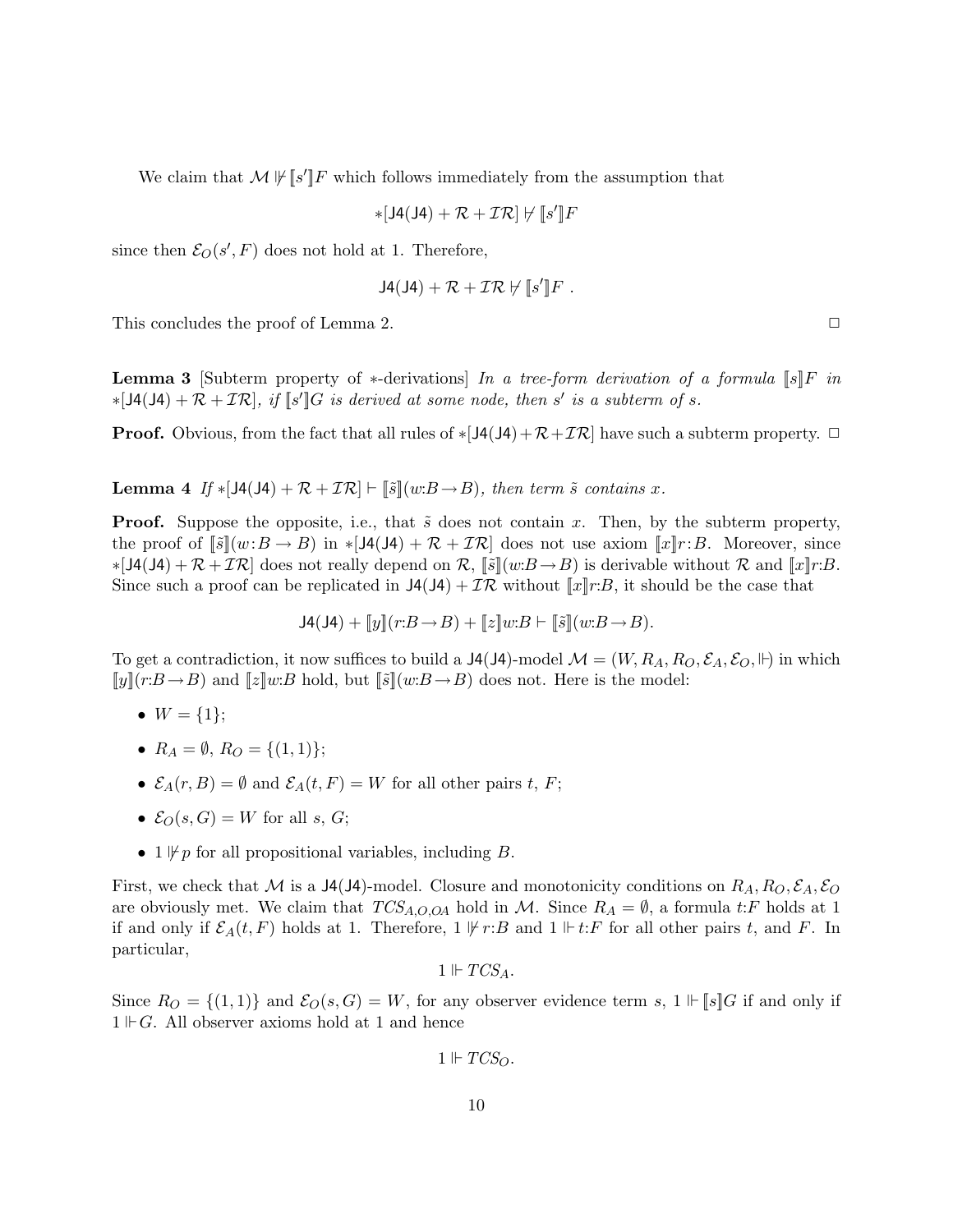We claim that $\mathcal{M} \not\Vdash [\![s']\!]F$ which follows immediately from the assumption that

$$*[\mathsf{J4}(\mathsf{J4}) + \mathcal{R} + \mathcal{IR}] \not\vdash [\![s']\!]F$$

since then $\mathcal{E}_O(s', F)$ does not hold at 1. Therefore,

$$\mathsf{J4}(\mathsf{J4}) + \mathcal{R} + \mathcal{IR} \not\vdash [\![s']\!]F \ .$$

This concludes the proof of Lemma 2. $\Box$

**Lemma 3** [Subterm property of $*$-derivations] *In a tree-form derivation of a formula $[\![s]\!]F$ in $*[\mathsf{J4}(\mathsf{J4}) + \mathcal{R} + \mathcal{IR}]$, if $[\![s']\!]G$ is derived at some node, then $s'$ is a subterm of $s$.*

**Proof.** Obvious, from the fact that all rules of $*[\mathsf{J4}(\mathsf{J4}) + \mathcal{R} + \mathcal{IR}]$ have such a subterm property. $\Box$

**Lemma 4** *If $*[\mathsf{J4}(\mathsf{J4}) + \mathcal{R} + \mathcal{IR}] \vdash [\![\tilde{s}]\!](w{:}B \to B)$, then term $\tilde{s}$ contains $x$.*

**Proof.** Suppose the opposite, i.e., that $\tilde{s}$ does not contain $x$. Then, by the subterm property, the proof of $[\![\tilde{s}]\!](w{:}B \to B)$ in $*[\mathsf{J4}(\mathsf{J4}) + \mathcal{R} + \mathcal{IR}]$ does not use axiom $[\![x]\!]r{:}B$. Moreover, since $*[\mathsf{J4}(\mathsf{J4}) + \mathcal{R} + \mathcal{IR}]$ does not really depend on $\mathcal{R}$, $[\![\tilde{s}]\!](w{:}B \to B)$ is derivable without $\mathcal{R}$ and $[\![x]\!]r{:}B$. Since such a proof can be replicated in $\mathsf{J4}(\mathsf{J4}) + \mathcal{IR}$ without $[\![x]\!]r{:}B$, it should be the case that

$$\mathsf{J4}(\mathsf{J4}) + [\![y]\!](r{:}B \to B) + [\![z]\!]w{:}B \vdash [\![\tilde{s}]\!](w{:}B \to B).$$

To get a contradiction, it now suffices to build a $\mathsf{J4}(\mathsf{J4})$-model $\mathcal{M} = (W, R_A, R_O, \mathcal{E}_A, \mathcal{E}_O, \Vdash)$ in which $[\![y]\!](r{:}B \to B)$ and $[\![z]\!]w{:}B$ hold, but $[\![\tilde{s}]\!](w{:}B \to B)$ does not. Here is the model:

- $W = \{1\}$;
- $R_A = \emptyset$, $R_O = \{(1,1)\}$;
- $\mathcal{E}_A(r, B) = \emptyset$ and $\mathcal{E}_A(t, F) = W$ for all other pairs $t$, $F$;
- $\mathcal{E}_O(s, G) = W$ for all $s$, $G$;
- $1 \not\Vdash p$ for all propositional variables, including $B$.

First, we check that $\mathcal{M}$ is a $\mathsf{J4}(\mathsf{J4})$-model. Closure and monotonicity conditions on $R_A, R_O, \mathcal{E}_A, \mathcal{E}_O$ are obviously met. We claim that $TCS_{A,O,OA}$ hold in $\mathcal{M}$. Since $R_A = \emptyset$, a formula $t{:}F$ holds at 1 if and only if $\mathcal{E}_A(t, F)$ holds at 1. Therefore, $1 \not\Vdash r{:}B$ and $1 \Vdash t{:}F$ for all other pairs $t$, and $F$. In particular,

$$1 \Vdash TCS_A.$$

Since $R_O = \{(1,1)\}$ and $\mathcal{E}_O(s, G) = W$, for any observer evidence term $s$, $1 \Vdash [\![s]\!]G$ if and only if $1 \Vdash G$. All observer axioms hold at 1 and hence

$$1 \Vdash TCS_O.$$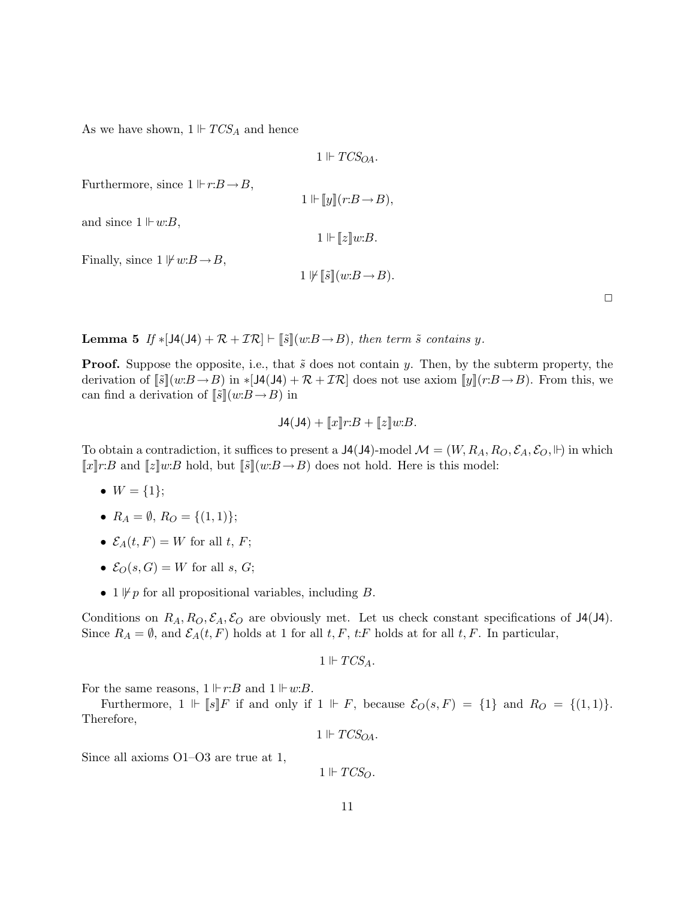As we have shown, $1 \Vdash TCS_A$ and hence

$$1 \Vdash TCS_{OA}.$$

Furthermore, since $1 \Vdash r{:}B \to B$,

$$1 \Vdash [\![y]\!](r{:}B \to B),$$

and since $1 \Vdash w{:}B$,

$$1 \Vdash [\![z]\!]w{:}B.$$

Finally, since $1 \not\Vdash w{:}B \to B$,

$$1 \not\Vdash [\![\tilde{s}]\!](w{:}B \to B).$$

□

**Lemma 5** *If* $*[\mathsf{J4}(\mathsf{J4}) + \mathcal{R} + \mathcal{IR}] \vdash [\![\tilde{s}]\!](w{:}B \to B)$*, then term* $\tilde{s}$ *contains* $y$*.*

**Proof.** Suppose the opposite, i.e., that $\tilde{s}$ does not contain $y$. Then, by the subterm property, the derivation of $[\![\tilde{s}]\!](w{:}B \to B)$ in $*[\mathsf{J4}(\mathsf{J4}) + \mathcal{R} + \mathcal{IR}]$ does not use axiom $[\![y]\!](r{:}B \to B)$. From this, we can find a derivation of $[\![\tilde{s}]\!](w{:}B \to B)$ in

$$\mathsf{J4}(\mathsf{J4}) + [\![x]\!]r{:}B + [\![z]\!]w{:}B.$$

To obtain a contradiction, it suffices to present a $\mathsf{J4}(\mathsf{J4})$-model $\mathcal{M} = (W, R_A, R_O, \mathcal{E}_A, \mathcal{E}_O, \Vdash)$ in which $[\![x]\!]r{:}B$ and $[\![z]\!]w{:}B$ hold, but $[\![\tilde{s}]\!](w{:}B \to B)$ does not hold. Here is this model:

- $W = \{1\}$;
- $R_A = \emptyset$, $R_O = \{(1,1)\}$;
- $\mathcal{E}_A(t, F) = W$ for all $t$, $F$;
- $\mathcal{E}_O(s, G) = W$ for all $s$, $G$;
- $1 \not\Vdash p$ for all propositional variables, including $B$.

Conditions on $R_A, R_O, \mathcal{E}_A, \mathcal{E}_O$ are obviously met. Let us check constant specifications of $\mathsf{J4}(\mathsf{J4})$. Since $R_A = \emptyset$, and $\mathcal{E}_A(t, F)$ holds at 1 for all $t, F$, $t{:}F$ holds at for all $t, F$. In particular,

$$1 \Vdash TCS_A.$$

For the same reasons, $1 \Vdash r{:}B$ and $1 \Vdash w{:}B$.

Furthermore, $1 \Vdash [\![s]\!]F$ if and only if $1 \Vdash F$, because $\mathcal{E}_O(s, F) = \{1\}$ and $R_O = \{(1,1)\}$. Therefore,

$$1 \Vdash TCS_{OA}.$$

Since all axioms O1–O3 are true at 1,

$$1 \Vdash TCS_O.$$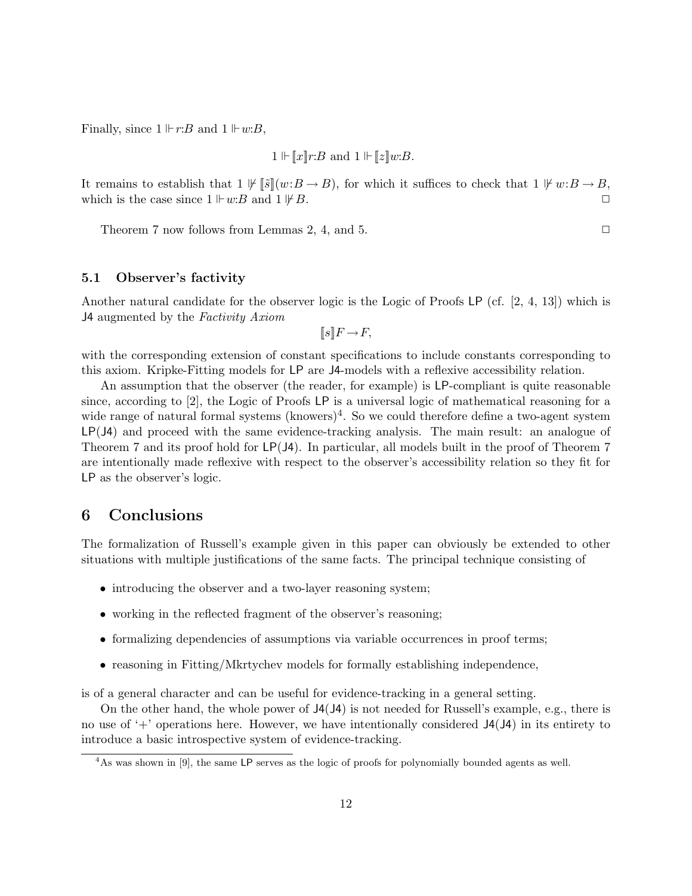Finally, since $1 \Vdash r{:}B$ and $1 \Vdash w{:}B$,

$$1 \Vdash [\![x]\!]r{:}B \text{ and } 1 \Vdash [\![z]\!]w{:}B.$$

It remains to establish that $1 \nVdash [\![\tilde{s}]\!](w{:}B \to B)$, for which it suffices to check that $1 \nVdash w{:}B \to B$, which is the case since $1 \Vdash w{:}B$ and $1 \nVdash B$. □

Theorem 7 now follows from Lemmas 2, 4, and 5. □

### 5.1 Observer's factivity

Another natural candidate for the observer logic is the Logic of Proofs LP (cf. [2, 4, 13]) which is J4 augmented by the *Factivity Axiom*

$$[\![s]\!]F \to F,$$

with the corresponding extension of constant specifications to include constants corresponding to this axiom. Kripke-Fitting models for LP are J4-models with a reflexive accessibility relation.

An assumption that the observer (the reader, for example) is LP-compliant is quite reasonable since, according to [2], the Logic of Proofs LP is a universal logic of mathematical reasoning for a wide range of natural formal systems (knowers)[4]. So we could therefore define a two-agent system LP(J4) and proceed with the same evidence-tracking analysis. The main result: an analogue of Theorem 7 and its proof hold for LP(J4). In particular, all models built in the proof of Theorem 7 are intentionally made reflexive with respect to the observer's accessibility relation so they fit for LP as the observer's logic.

## 6 Conclusions

The formalization of Russell's example given in this paper can obviously be extended to other situations with multiple justifications of the same facts. The principal technique consisting of

- introducing the observer and a two-layer reasoning system;
- working in the reflected fragment of the observer's reasoning;
- formalizing dependencies of assumptions via variable occurrences in proof terms;
- reasoning in Fitting/Mkrtychev models for formally establishing independence,

is of a general character and can be useful for evidence-tracking in a general setting.

On the other hand, the whole power of J4(J4) is not needed for Russell's example, e.g., there is no use of '+' operations here. However, we have intentionally considered J4(J4) in its entirety to introduce a basic introspective system of evidence-tracking.

[4] As was shown in [9], the same LP serves as the logic of proofs for polynomially bounded agents as well.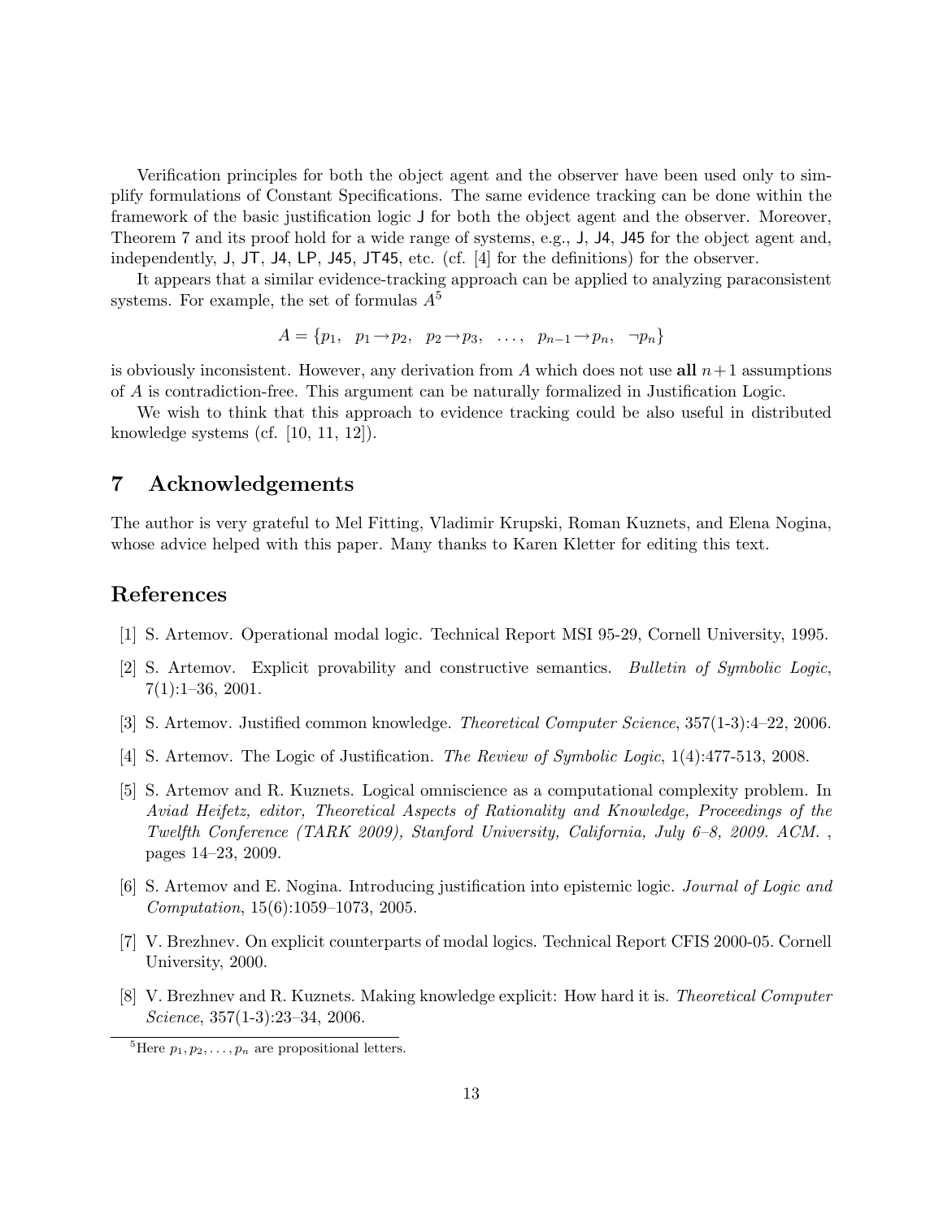Verification principles for both the object agent and the observer have been used only to simplify formulations of Constant Specifications. The same evidence tracking can be done within the framework of the basic justification logic J for both the object agent and the observer. Moreover, Theorem 7 and its proof hold for a wide range of systems, e.g., J, J4, J45 for the object agent and, independently, J, JT, J4, LP, J45, JT45, etc. (cf. [4] for the definitions) for the observer.

It appears that a similar evidence-tracking approach can be applied to analyzing paraconsistent systems. For example, the set of formulas $A$[5]

$$A = \{p_1, \;\; p_1 \rightarrow p_2, \;\; p_2 \rightarrow p_3, \;\; \ldots, \;\; p_{n-1} \rightarrow p_n, \;\; \neg p_n\}$$

is obviously inconsistent. However, any derivation from $A$ which does not use **all** $n+1$ assumptions of $A$ is contradiction-free. This argument can be naturally formalized in Justification Logic.

We wish to think that this approach to evidence tracking could be also useful in distributed knowledge systems (cf. [10, 11, 12]).

## 7 Acknowledgements

The author is very grateful to Mel Fitting, Vladimir Krupski, Roman Kuznets, and Elena Nogina, whose advice helped with this paper. Many thanks to Karen Kletter for editing this text.

## References

[1] S. Artemov. Operational modal logic. Technical Report MSI 95-29, Cornell University, 1995.

[2] S. Artemov. Explicit provability and constructive semantics. *Bulletin of Symbolic Logic*, 7(1):1–36, 2001.

[3] S. Artemov. Justified common knowledge. *Theoretical Computer Science*, 357(1-3):4–22, 2006.

[4] S. Artemov. The Logic of Justification. *The Review of Symbolic Logic*, 1(4):477-513, 2008.

[5] S. Artemov and R. Kuznets. Logical omniscience as a computational complexity problem. In *Aviad Heifetz, editor, Theoretical Aspects of Rationality and Knowledge, Proceedings of the Twelfth Conference (TARK 2009), Stanford University, California, July 6–8, 2009. ACM.* , pages 14–23, 2009.

[6] S. Artemov and E. Nogina. Introducing justification into epistemic logic. *Journal of Logic and Computation*, 15(6):1059–1073, 2005.

[7] V. Brezhnev. On explicit counterparts of modal logics. Technical Report CFIS 2000-05. Cornell University, 2000.

[8] V. Brezhnev and R. Kuznets. Making knowledge explicit: How hard it is. *Theoretical Computer Science*, 357(1-3):23–34, 2006.

[5] Here $p_1, p_2, \ldots, p_n$ are propositional letters.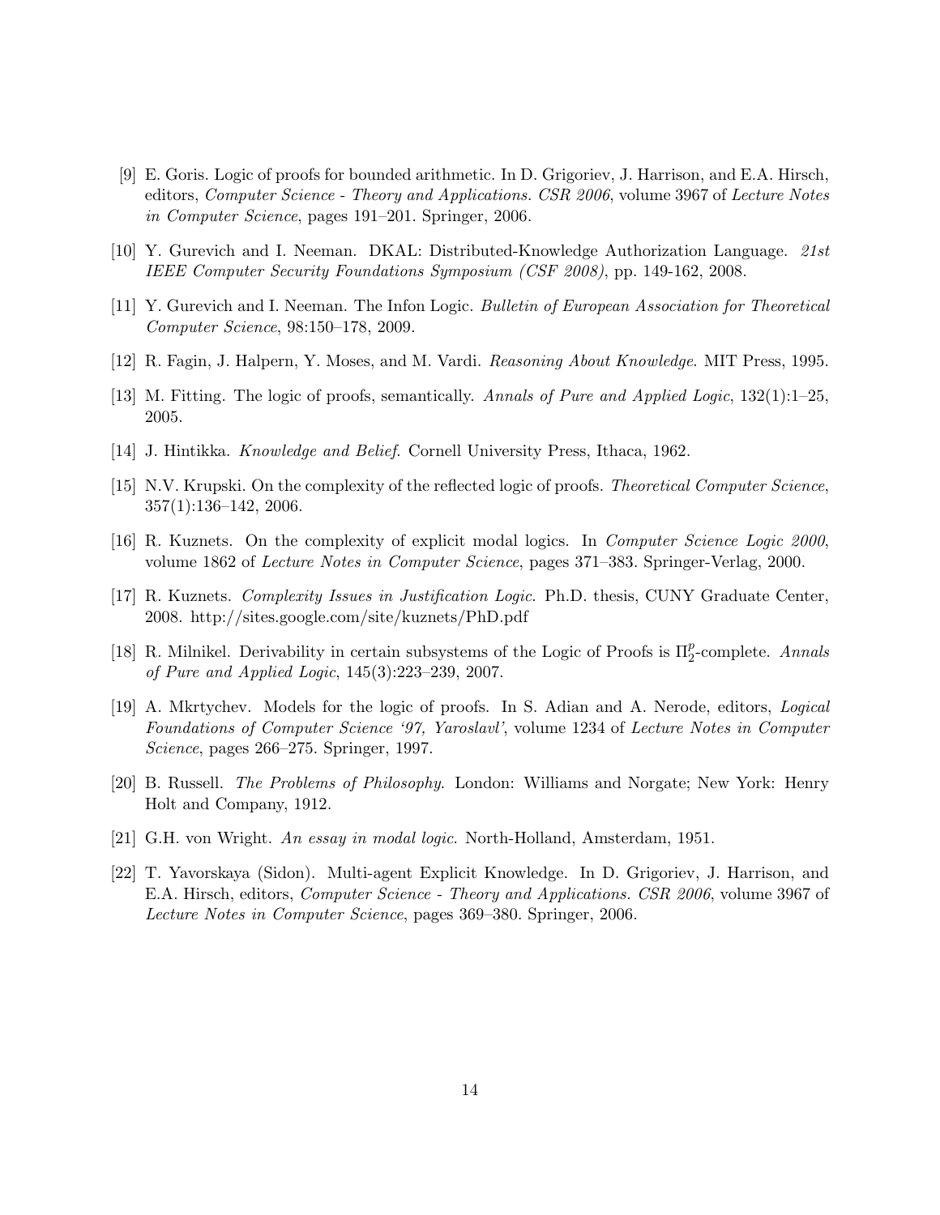[9] E. Goris. Logic of proofs for bounded arithmetic. In D. Grigoriev, J. Harrison, and E.A. Hirsch, editors, *Computer Science - Theory and Applications. CSR 2006*, volume 3967 of *Lecture Notes in Computer Science*, pages 191–201. Springer, 2006.

[10] Y. Gurevich and I. Neeman. DKAL: Distributed-Knowledge Authorization Language. *21st IEEE Computer Security Foundations Symposium (CSF 2008)*, pp. 149-162, 2008.

[11] Y. Gurevich and I. Neeman. The Infon Logic. *Bulletin of European Association for Theoretical Computer Science*, 98:150–178, 2009.

[12] R. Fagin, J. Halpern, Y. Moses, and M. Vardi. *Reasoning About Knowledge*. MIT Press, 1995.

[13] M. Fitting. The logic of proofs, semantically. *Annals of Pure and Applied Logic*, 132(1):1–25, 2005.

[14] J. Hintikka. *Knowledge and Belief*. Cornell University Press, Ithaca, 1962.

[15] N.V. Krupski. On the complexity of the reflected logic of proofs. *Theoretical Computer Science*, 357(1):136–142, 2006.

[16] R. Kuznets. On the complexity of explicit modal logics. In *Computer Science Logic 2000*, volume 1862 of *Lecture Notes in Computer Science*, pages 371–383. Springer-Verlag, 2000.

[17] R. Kuznets. *Complexity Issues in Justification Logic*. Ph.D. thesis, CUNY Graduate Center, 2008. http://sites.google.com/site/kuznets/PhD.pdf

[18] R. Milnikel. Derivability in certain subsystems of the Logic of Proofs is $\Pi_2^p$-complete. *Annals of Pure and Applied Logic*, 145(3):223–239, 2007.

[19] A. Mkrtychev. Models for the logic of proofs. In S. Adian and A. Nerode, editors, *Logical Foundations of Computer Science '97, Yaroslavl'*, volume 1234 of *Lecture Notes in Computer Science*, pages 266–275. Springer, 1997.

[20] B. Russell. *The Problems of Philosophy*. London: Williams and Norgate; New York: Henry Holt and Company, 1912.

[21] G.H. von Wright. *An essay in modal logic*. North-Holland, Amsterdam, 1951.

[22] T. Yavorskaya (Sidon). Multi-agent Explicit Knowledge. In D. Grigoriev, J. Harrison, and E.A. Hirsch, editors, *Computer Science - Theory and Applications. CSR 2006*, volume 3967 of *Lecture Notes in Computer Science*, pages 369–380. Springer, 2006.